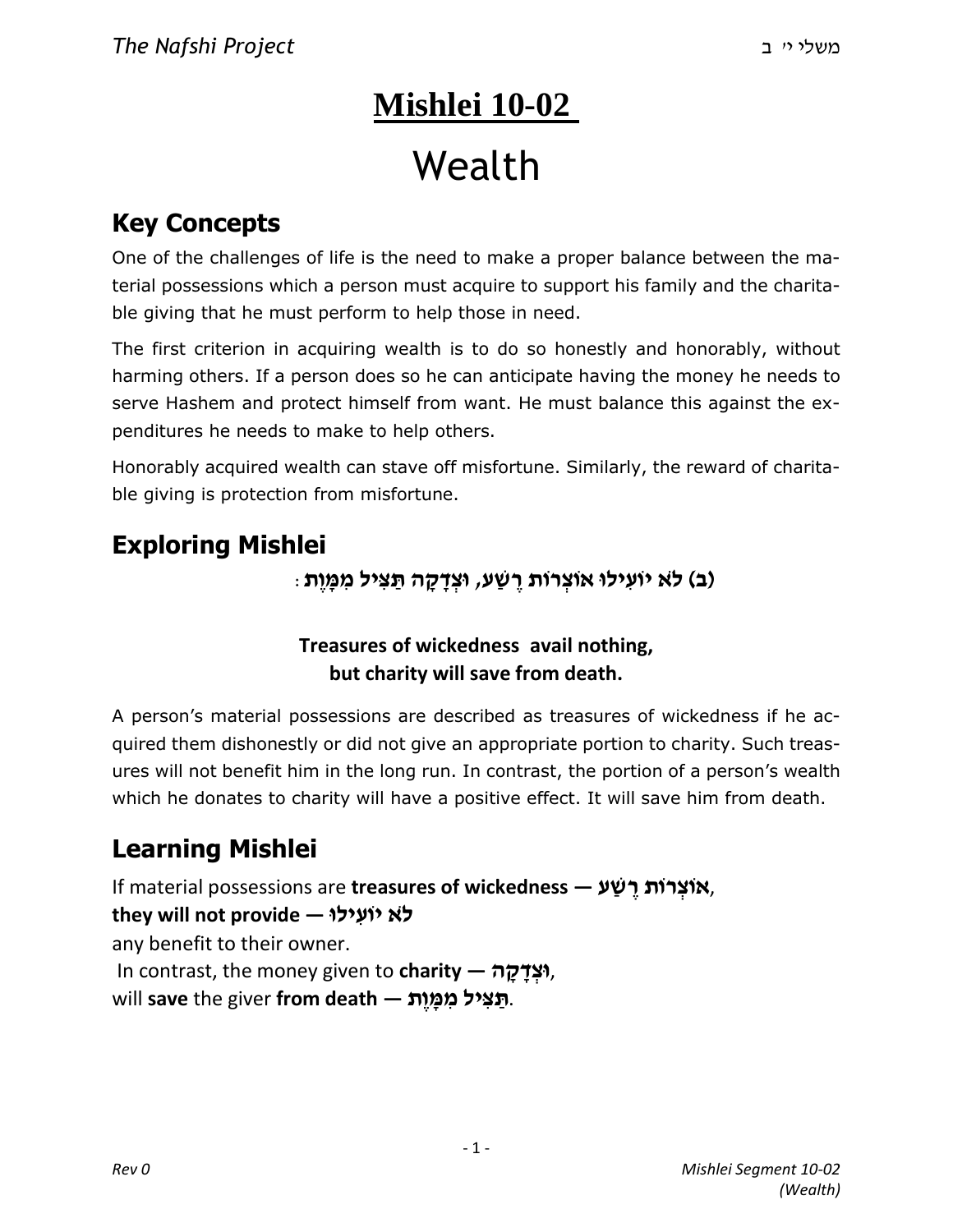# Mishlei 10-02

# Wealth

## Key Concepts

One of the challenges of life is the need to make a proper balance between the material possessions which a person must acquire to support his family and the charitable giving that he must perform to help those in need.

The first criterion in acquiring wealth is to do so honestly and honorably, without harming others. If a person does so he can anticipate having the money he needs to serve Hashem and protect himself from want. He must balance this against the expenditures he needs to make to help others.

Honorably acquired wealth can stave off misfortune. Similarly, the reward of charitable giving is protection from misfortune.

## Exploring Mishlei

**(ב) לֹא יוֹעִילוּ אוֹצְרוֹת רֶשַׁע, וּצְדָקָה תַּצִּיל מִמָּוֶת:**

**Treasures of wickedness avail nothing,**
**but charity will save from death.**

A person's material possessions are described as treasures of wickedness if he acquired them dishonestly or did not give an appropriate portion to charity. Such treasures will not benefit him in the long run. In contrast, the portion of a person's wealth which he donates to charity will have a positive effect. It will save him from death.

## Learning Mishlei

If material possessions are **treasures of wickedness — אוֹצְרוֹת רֶשַׁע**,
**they will not provide — לֹא יוֹעִילוּ**
any benefit to their owner.
In contrast, the money given to **charity — וּצְדָקָה**,
will **save** the giver **from death — תַּצִּיל מִמָּוֶת**.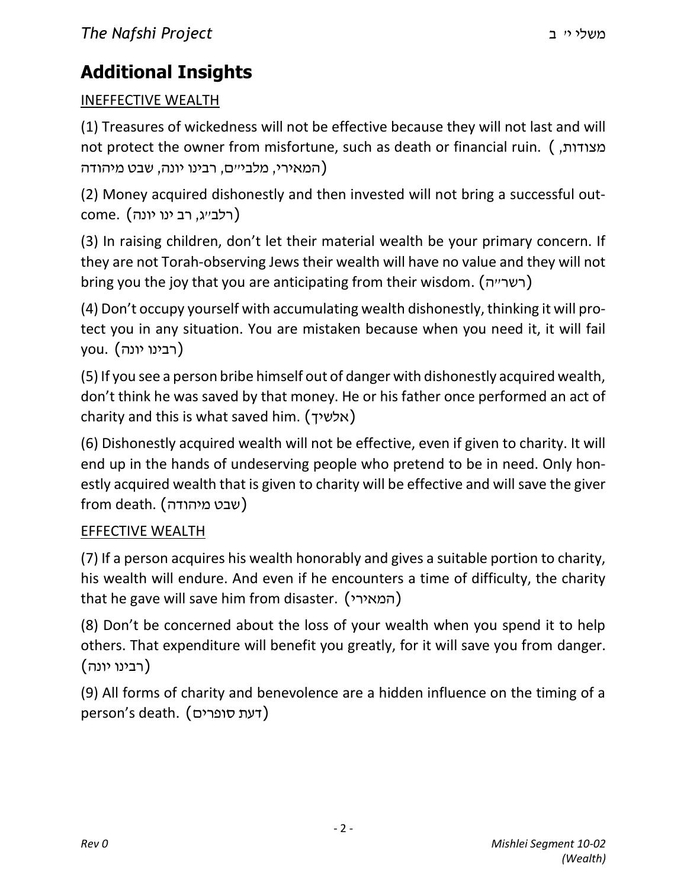## Additional Insights

INEFFECTIVE WEALTH

(1) Treasures of wickedness will not be effective because they will not last and will not protect the owner from misfortune, such as death or financial ruin. (מצודות, המאירי, מלבי״ם, רבינו יונה, שבט מיהודה)

(2) Money acquired dishonestly and then invested will not bring a successful outcome. (רלב״ג, רב ינו יונה)

(3) In raising children, don't let their material wealth be your primary concern. If they are not Torah-observing Jews their wealth will have no value and they will not bring you the joy that you are anticipating from their wisdom. (רשר״ה)

(4) Don't occupy yourself with accumulating wealth dishonestly, thinking it will protect you in any situation. You are mistaken because when you need it, it will fail you. (רבינו יונה)

(5) If you see a person bribe himself out of danger with dishonestly acquired wealth, don't think he was saved by that money. He or his father once performed an act of charity and this is what saved him. (אלשיך)

(6) Dishonestly acquired wealth will not be effective, even if given to charity. It will end up in the hands of undeserving people who pretend to be in need. Only honestly acquired wealth that is given to charity will be effective and will save the giver from death. (שבט מיהודה)

EFFECTIVE WEALTH

(7) If a person acquires his wealth honorably and gives a suitable portion to charity, his wealth will endure. And even if he encounters a time of difficulty, the charity that he gave will save him from disaster. (המאירי)

(8) Don't be concerned about the loss of your wealth when you spend it to help others. That expenditure will benefit you greatly, for it will save you from danger. (רבינו יונה)

(9) All forms of charity and benevolence are a hidden influence on the timing of a person's death. (דעת סופרים)